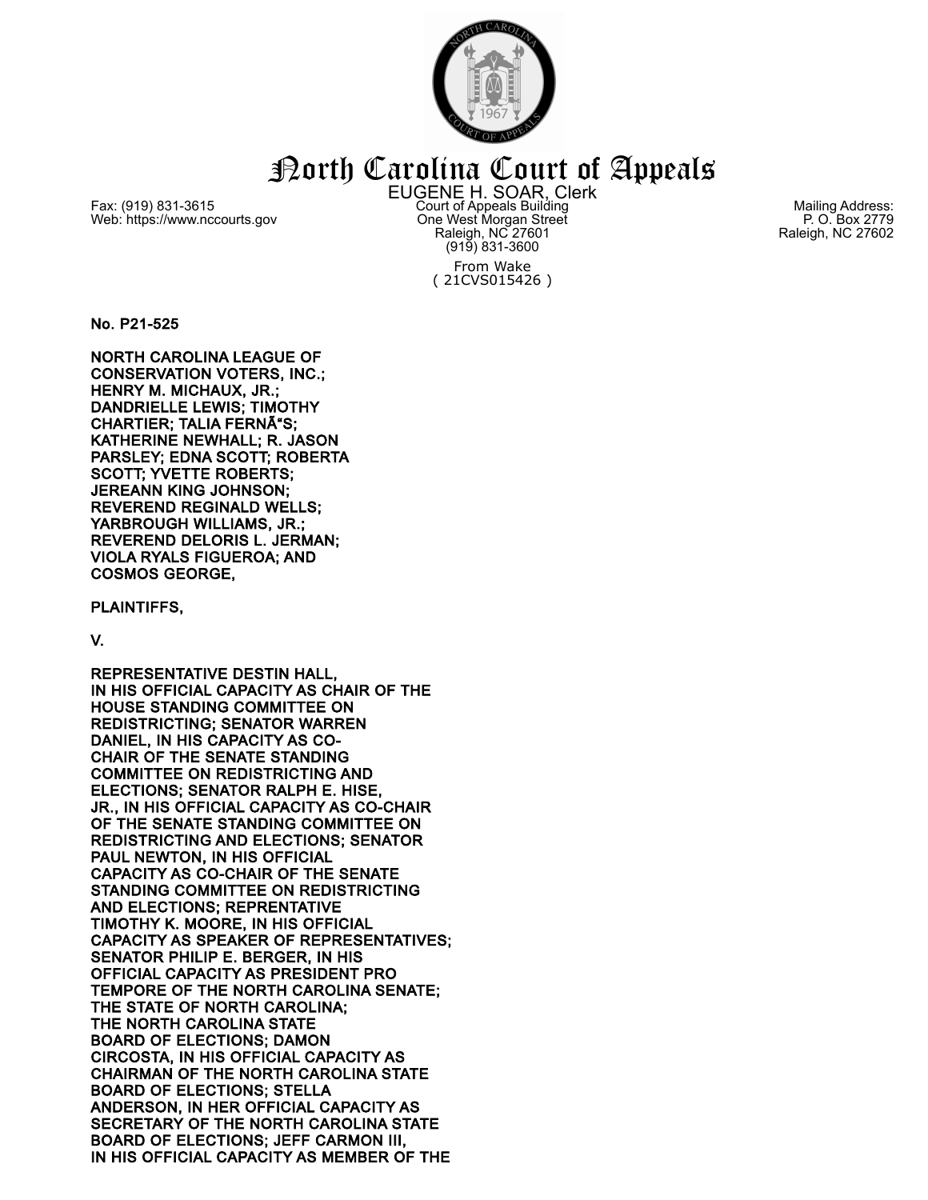# North Carolina Court of Appeals

EUGENE H. SOAR, Clerk

Fax: (919) 831-3615
Web: https://www.nccourts.gov

Court of Appeals Building
One West Morgan Street
Raleigh, NC 27601
(919) 831-3600

Mailing Address:
P. O. Box 2779
Raleigh, NC 27602

From Wake
( 21CVS015426 )

**No. P21-525**

**NORTH CAROLINA LEAGUE OF CONSERVATION VOTERS, INC.; HENRY M. MICHAUX, JR.; DANDRIELLE LEWIS; TIMOTHY CHARTIER; TALIA FERNÃ"S; KATHERINE NEWHALL; R. JASON PARSLEY; EDNA SCOTT; ROBERTA SCOTT; YVETTE ROBERTS; JEREANN KING JOHNSON; REVEREND REGINALD WELLS; YARBROUGH WILLIAMS, JR.; REVEREND DELORIS L. JERMAN; VIOLA RYALS FIGUEROA; AND COSMOS GEORGE,**

**PLAINTIFFS,**

**V.**

**REPRESENTATIVE DESTIN HALL, IN HIS OFFICIAL CAPACITY AS CHAIR OF THE HOUSE STANDING COMMITTEE ON REDISTRICTING; SENATOR WARREN DANIEL, IN HIS CAPACITY AS CO-CHAIR OF THE SENATE STANDING COMMITTEE ON REDISTRICTING AND ELECTIONS; SENATOR RALPH E. HISE, JR., IN HIS OFFICIAL CAPACITY AS CO-CHAIR OF THE SENATE STANDING COMMITTEE ON REDISTRICTING AND ELECTIONS; SENATOR PAUL NEWTON, IN HIS OFFICIAL CAPACITY AS CO-CHAIR OF THE SENATE STANDING COMMITTEE ON REDISTRICTING AND ELECTIONS; REPRENTATIVE TIMOTHY K. MOORE, IN HIS OFFICIAL CAPACITY AS SPEAKER OF REPRESENTATIVES; SENATOR PHILIP E. BERGER, IN HIS OFFICIAL CAPACITY AS PRESIDENT PRO TEMPORE OF THE NORTH CAROLINA SENATE; THE STATE OF NORTH CAROLINA; THE NORTH CAROLINA STATE BOARD OF ELECTIONS; DAMON CIRCOSTA, IN HIS OFFICIAL CAPACITY AS CHAIRMAN OF THE NORTH CAROLINA STATE BOARD OF ELECTIONS; STELLA ANDERSON, IN HER OFFICIAL CAPACITY AS SECRETARY OF THE NORTH CAROLINA STATE BOARD OF ELECTIONS; JEFF CARMON III, IN HIS OFFICIAL CAPACITY AS MEMBER OF THE**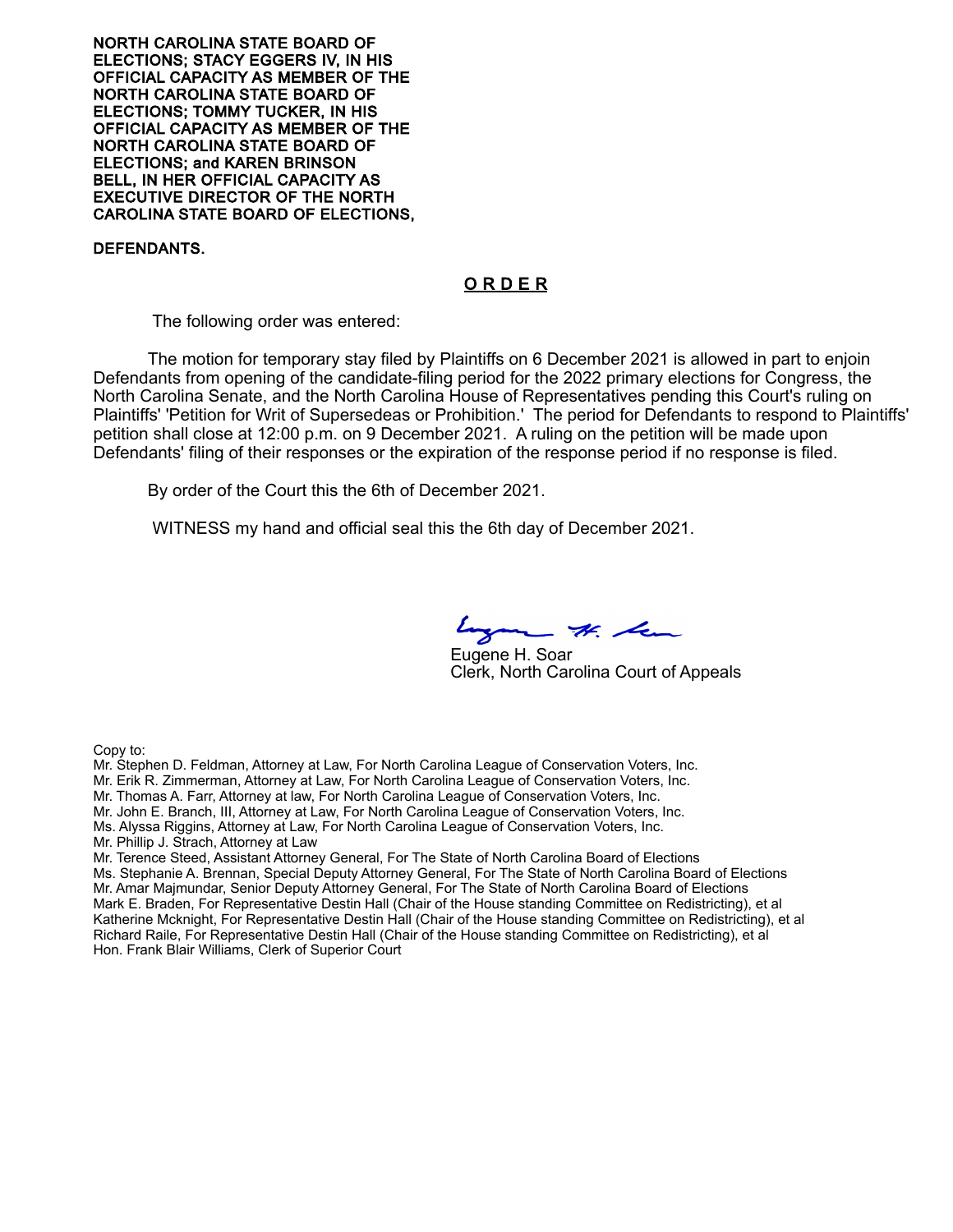**NORTH CAROLINA STATE BOARD OF ELECTIONS; STACY EGGERS IV, IN HIS OFFICIAL CAPACITY AS MEMBER OF THE NORTH CAROLINA STATE BOARD OF ELECTIONS; TOMMY TUCKER, IN HIS OFFICIAL CAPACITY AS MEMBER OF THE NORTH CAROLINA STATE BOARD OF ELECTIONS; and KAREN BRINSON BELL, IN HER OFFICIAL CAPACITY AS EXECUTIVE DIRECTOR OF THE NORTH CAROLINA STATE BOARD OF ELECTIONS,**

**DEFENDANTS.**

## O R D E R

The following order was entered:

The motion for temporary stay filed by Plaintiffs on 6 December 2021 is allowed in part to enjoin Defendants from opening of the candidate-filing period for the 2022 primary elections for Congress, the North Carolina Senate, and the North Carolina House of Representatives pending this Court's ruling on Plaintiffs' 'Petition for Writ of Supersedeas or Prohibition.' The period for Defendants to respond to Plaintiffs' petition shall close at 12:00 p.m. on 9 December 2021. A ruling on the petition will be made upon Defendants' filing of their responses or the expiration of the response period if no response is filed.

By order of the Court this the 6th of December 2021.

WITNESS my hand and official seal this the 6th day of December 2021.

Eugene H. Soar
Clerk, North Carolina Court of Appeals

Copy to:
Mr. Stephen D. Feldman, Attorney at Law, For North Carolina League of Conservation Voters, Inc.
Mr. Erik R. Zimmerman, Attorney at Law, For North Carolina League of Conservation Voters, Inc.
Mr. Thomas A. Farr, Attorney at law, For North Carolina League of Conservation Voters, Inc.
Mr. John E. Branch, III, Attorney at Law, For North Carolina League of Conservation Voters, Inc.
Ms. Alyssa Riggins, Attorney at Law, For North Carolina League of Conservation Voters, Inc.
Mr. Phillip J. Strach, Attorney at Law
Mr. Terence Steed, Assistant Attorney General, For The State of North Carolina Board of Elections
Ms. Stephanie A. Brennan, Special Deputy Attorney General, For The State of North Carolina Board of Elections
Mr. Amar Majmundar, Senior Deputy Attorney General, For The State of North Carolina Board of Elections
Mark E. Braden, For Representative Destin Hall (Chair of the House standing Committee on Redistricting), et al
Katherine Mcknight, For Representative Destin Hall (Chair of the House standing Committee on Redistricting), et al
Richard Raile, For Representative Destin Hall (Chair of the House standing Committee on Redistricting), et al
Hon. Frank Blair Williams, Clerk of Superior Court